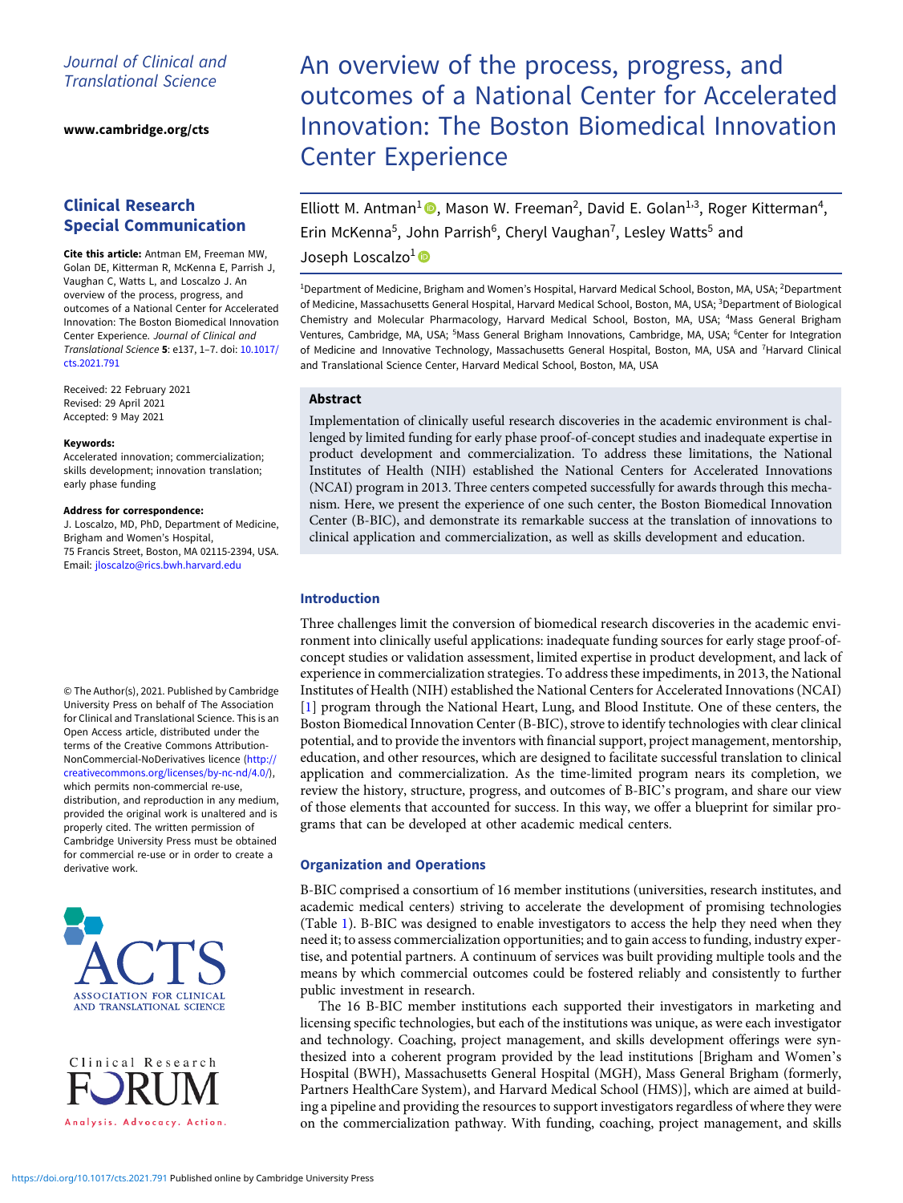Journal of Clinical and Translational Science

www.cambridge.org/cts

## Clinical Research Special Communication

**Cite this article:** Antman EM, Freeman MW, Golan DE, Kitterman R, McKenna E, Parrish J, Vaughan C, Watts L, and Loscalzo J. An overview of the process, progress, and outcomes of a National Center for Accelerated Innovation: The Boston Biomedical Innovation Center Experience. *Journal of Clinical and Translational Science* **5**: e137, 1–7. doi: 10.1017/cts.2021.791

Received: 22 February 2021
Revised: 29 April 2021
Accepted: 9 May 2021

**Keywords:**
Accelerated innovation; commercialization; skills development; innovation translation; early phase funding

**Address for correspondence:**
J. Loscalzo, MD, PhD, Department of Medicine, Brigham and Women's Hospital, 75 Francis Street, Boston, MA 02115-2394, USA. Email: jloscalzo@rics.bwh.harvard.edu

© The Author(s), 2021. Published by Cambridge University Press on behalf of The Association for Clinical and Translational Science. This is an Open Access article, distributed under the terms of the Creative Commons Attribution-NonCommercial-NoDerivatives licence (http://creativecommons.org/licenses/by-nc-nd/4.0/), which permits non-commercial re-use, distribution, and reproduction in any medium, provided the original work is unaltered and is properly cited. The written permission of Cambridge University Press must be obtained for commercial re-use or in order to create a derivative work.

# An overview of the process, progress, and outcomes of a National Center for Accelerated Innovation: The Boston Biomedical Innovation Center Experience

Elliott M. Antman[1], Mason W. Freeman[2], David E. Golan[1,3], Roger Kitterman[4], Erin McKenna[5], John Parrish[6], Cheryl Vaughan[7], Lesley Watts[5] and Joseph Loscalzo[1]

[1]Department of Medicine, Brigham and Women's Hospital, Harvard Medical School, Boston, MA, USA; [2]Department of Medicine, Massachusetts General Hospital, Harvard Medical School, Boston, MA, USA; [3]Department of Biological Chemistry and Molecular Pharmacology, Harvard Medical School, Boston, MA, USA; [4]Mass General Brigham Ventures, Cambridge, MA, USA; [5]Mass General Brigham Innovations, Cambridge, MA, USA; [6]Center for Integration of Medicine and Innovative Technology, Massachusetts General Hospital, Boston, MA, USA and [7]Harvard Clinical and Translational Science Center, Harvard Medical School, Boston, MA, USA

### Abstract

Implementation of clinically useful research discoveries in the academic environment is challenged by limited funding for early phase proof-of-concept studies and inadequate expertise in product development and commercialization. To address these limitations, the National Institutes of Health (NIH) established the National Centers for Accelerated Innovations (NCAI) program in 2013. Three centers competed successfully for awards through this mechanism. Here, we present the experience of one such center, the Boston Biomedical Innovation Center (B-BIC), and demonstrate its remarkable success at the translation of innovations to clinical application and commercialization, as well as skills development and education.

## Introduction

Three challenges limit the conversion of biomedical research discoveries in the academic environment into clinically useful applications: inadequate funding sources for early stage proof-of-concept studies or validation assessment, limited expertise in product development, and lack of experience in commercialization strategies. To address these impediments, in 2013, the National Institutes of Health (NIH) established the National Centers for Accelerated Innovations (NCAI) [1] program through the National Heart, Lung, and Blood Institute. One of these centers, the Boston Biomedical Innovation Center (B-BIC), strove to identify technologies with clear clinical potential, and to provide the inventors with financial support, project management, mentorship, education, and other resources, which are designed to facilitate successful translation to clinical application and commercialization. As the time-limited program nears its completion, we review the history, structure, progress, and outcomes of B-BIC's program, and share our view of those elements that accounted for success. In this way, we offer a blueprint for similar programs that can be developed at other academic medical centers.

## Organization and Operations

B-BIC comprised a consortium of 16 member institutions (universities, research institutes, and academic medical centers) striving to accelerate the development of promising technologies (Table 1). B-BIC was designed to enable investigators to access the help they need when they need it; to assess commercialization opportunities; and to gain access to funding, industry expertise, and potential partners. A continuum of services was built providing multiple tools and the means by which commercial outcomes could be fostered reliably and consistently to further public investment in research.

The 16 B-BIC member institutions each supported their investigators in marketing and licensing specific technologies, but each of the institutions was unique, as were each investigator and technology. Coaching, project management, and skills development offerings were synthesized into a coherent program provided by the lead institutions [Brigham and Women's Hospital (BWH), Massachusetts General Hospital (MGH), Mass General Brigham (formerly, Partners HealthCare System), and Harvard Medical School (HMS)], which are aimed at building a pipeline and providing the resources to support investigators regardless of where they were on the commercialization pathway. With funding, coaching, project management, and skills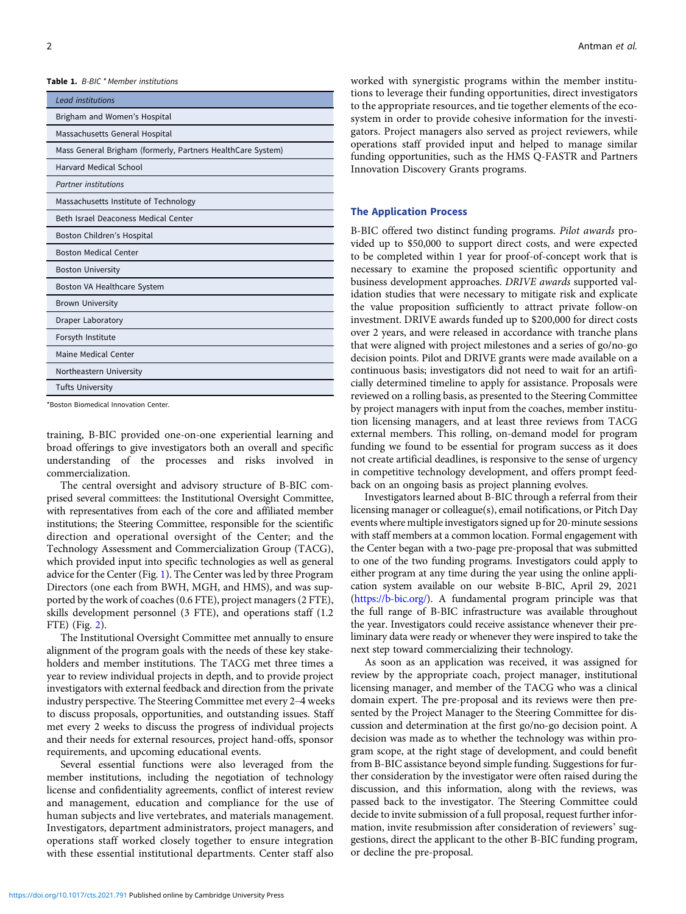**Table 1.** *B-BIC \* Member institutions*

| *Lead institutions* |
|---|
| Brigham and Women's Hospital |
| Massachusetts General Hospital |
| Mass General Brigham (formerly, Partners HealthCare System) |
| Harvard Medical School |
| *Partner institutions* |
| Massachusetts Institute of Technology |
| Beth Israel Deaconess Medical Center |
| Boston Children's Hospital |
| Boston Medical Center |
| Boston University |
| Boston VA Healthcare System |
| Brown University |
| Draper Laboratory |
| Forsyth Institute |
| Maine Medical Center |
| Northeastern University |
| Tufts University |

*Boston Biomedical Innovation Center.

training, B-BIC provided one-on-one experiential learning and broad offerings to give investigators both an overall and specific understanding of the processes and risks involved in commercialization.

The central oversight and advisory structure of B-BIC comprised several committees: the Institutional Oversight Committee, with representatives from each of the core and affiliated member institutions; the Steering Committee, responsible for the scientific direction and operational oversight of the Center; and the Technology Assessment and Commercialization Group (TACG), which provided input into specific technologies as well as general advice for the Center (Fig. 1). The Center was led by three Program Directors (one each from BWH, MGH, and HMS), and was supported by the work of coaches (0.6 FTE), project managers (2 FTE), skills development personnel (3 FTE), and operations staff (1.2 FTE) (Fig. 2).

The Institutional Oversight Committee met annually to ensure alignment of the program goals with the needs of these key stakeholders and member institutions. The TACG met three times a year to review individual projects in depth, and to provide project investigators with external feedback and direction from the private industry perspective. The Steering Committee met every 2–4 weeks to discuss proposals, opportunities, and outstanding issues. Staff met every 2 weeks to discuss the progress of individual projects and their needs for external resources, project hand-offs, sponsor requirements, and upcoming educational events.

Several essential functions were also leveraged from the member institutions, including the negotiation of technology license and confidentiality agreements, conflict of interest review and management, education and compliance for the use of human subjects and live vertebrates, and materials management. Investigators, department administrators, project managers, and operations staff worked closely together to ensure integration with these essential institutional departments. Center staff also worked with synergistic programs within the member institutions to leverage their funding opportunities, direct investigators to the appropriate resources, and tie together elements of the ecosystem in order to provide cohesive information for the investigators. Project managers also served as project reviewers, while operations staff provided input and helped to manage similar funding opportunities, such as the HMS Q-FASTR and Partners Innovation Discovery Grants programs.

## The Application Process

B-BIC offered two distinct funding programs. *Pilot awards* provided up to \$50,000 to support direct costs, and were expected to be completed within 1 year for proof-of-concept work that is necessary to examine the proposed scientific opportunity and business development approaches. *DRIVE awards* supported validation studies that were necessary to mitigate risk and explicate the value proposition sufficiently to attract private follow-on investment. DRIVE awards funded up to \$200,000 for direct costs over 2 years, and were released in accordance with tranche plans that were aligned with project milestones and a series of go/no-go decision points. Pilot and DRIVE grants were made available on a continuous basis; investigators did not need to wait for an artificially determined timeline to apply for assistance. Proposals were reviewed on a rolling basis, as presented to the Steering Committee by project managers with input from the coaches, member institution licensing managers, and at least three reviews from TACG external members. This rolling, on-demand model for program funding we found to be essential for program success as it does not create artificial deadlines, is responsive to the sense of urgency in competitive technology development, and offers prompt feedback on an ongoing basis as project planning evolves.

Investigators learned about B-BIC through a referral from their licensing manager or colleague(s), email notifications, or Pitch Day events where multiple investigators signed up for 20-minute sessions with staff members at a common location. Formal engagement with the Center began with a two-page pre-proposal that was submitted to one of the two funding programs. Investigators could apply to either program at any time during the year using the online application system available on our website B-BIC, April 29, 2021 (https://b-bic.org/). A fundamental program principle was that the full range of B-BIC infrastructure was available throughout the year. Investigators could receive assistance whenever their preliminary data were ready or whenever they were inspired to take the next step toward commercializing their technology.

As soon as an application was received, it was assigned for review by the appropriate coach, project manager, institutional licensing manager, and member of the TACG who was a clinical domain expert. The pre-proposal and its reviews were then presented by the Project Manager to the Steering Committee for discussion and determination at the first go/no-go decision point. A decision was made as to whether the technology was within program scope, at the right stage of development, and could benefit from B-BIC assistance beyond simple funding. Suggestions for further consideration by the investigator were often raised during the discussion, and this information, along with the reviews, was passed back to the investigator. The Steering Committee could decide to invite submission of a full proposal, request further information, invite resubmission after consideration of reviewers' suggestions, direct the applicant to the other B-BIC funding program, or decline the pre-proposal.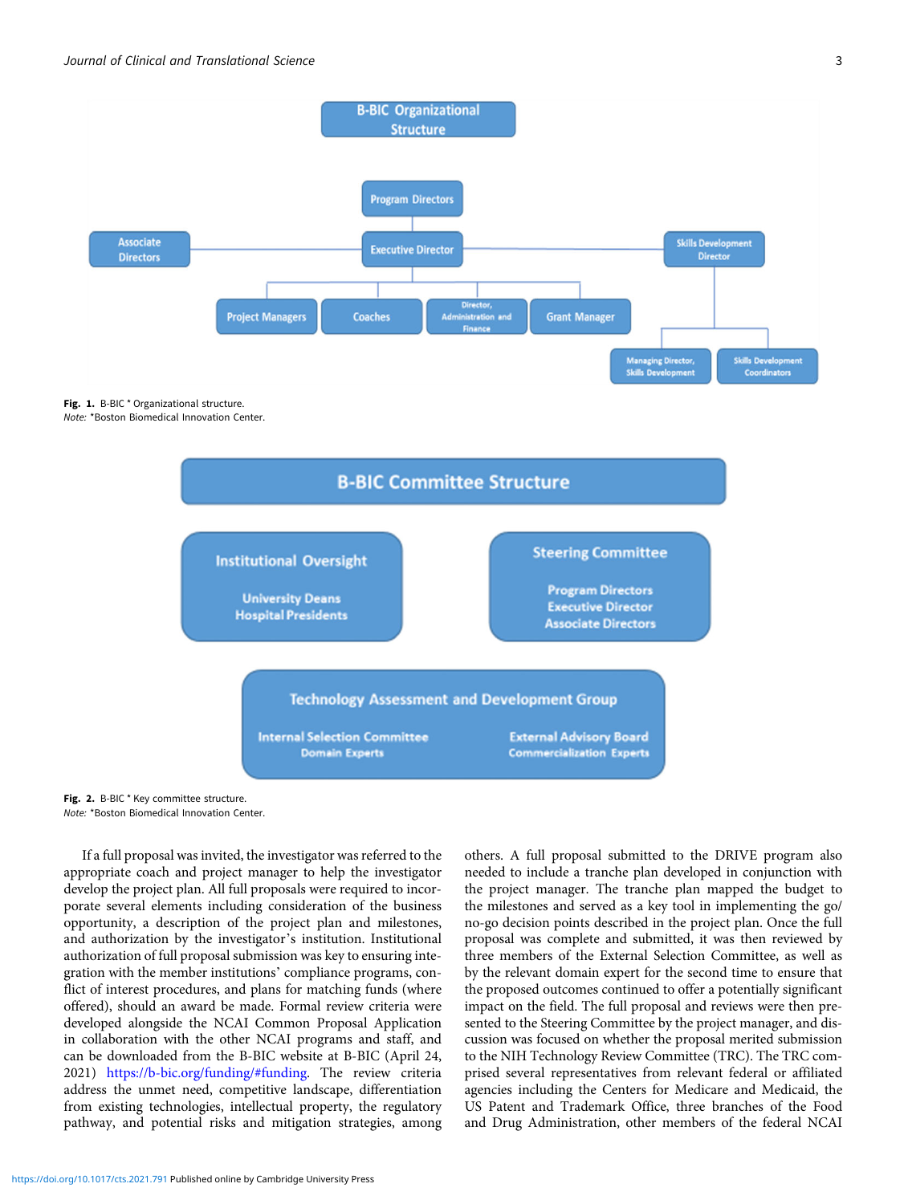Fig. 1. B-BIC * Organizational structure.
*Note:* *Boston Biomedical Innovation Center.

Fig. 2. B-BIC * Key committee structure.
*Note:* *Boston Biomedical Innovation Center.

If a full proposal was invited, the investigator was referred to the appropriate coach and project manager to help the investigator develop the project plan. All full proposals were required to incorporate several elements including consideration of the business opportunity, a description of the project plan and milestones, and authorization by the investigator's institution. Institutional authorization of full proposal submission was key to ensuring integration with the member institutions' compliance programs, conflict of interest procedures, and plans for matching funds (where offered), should an award be made. Formal review criteria were developed alongside the NCAI Common Proposal Application in collaboration with the other NCAI programs and staff, and can be downloaded from the B-BIC website at B-BIC (April 24, 2021) https://b-bic.org/funding/#funding. The review criteria address the unmet need, competitive landscape, differentiation from existing technologies, intellectual property, the regulatory pathway, and potential risks and mitigation strategies, among others. A full proposal submitted to the DRIVE program also needed to include a tranche plan developed in conjunction with the project manager. The tranche plan mapped the budget to the milestones and served as a key tool in implementing the go/no-go decision points described in the project plan. Once the full proposal was complete and submitted, it was then reviewed by three members of the External Selection Committee, as well as by the relevant domain expert for the second time to ensure that the proposed outcomes continued to offer a potentially significant impact on the field. The full proposal and reviews were then presented to the Steering Committee by the project manager, and discussion was focused on whether the proposal merited submission to the NIH Technology Review Committee (TRC). The TRC comprised several representatives from relevant federal or affiliated agencies including the Centers for Medicare and Medicaid, the US Patent and Trademark Office, three branches of the Food and Drug Administration, other members of the federal NCAI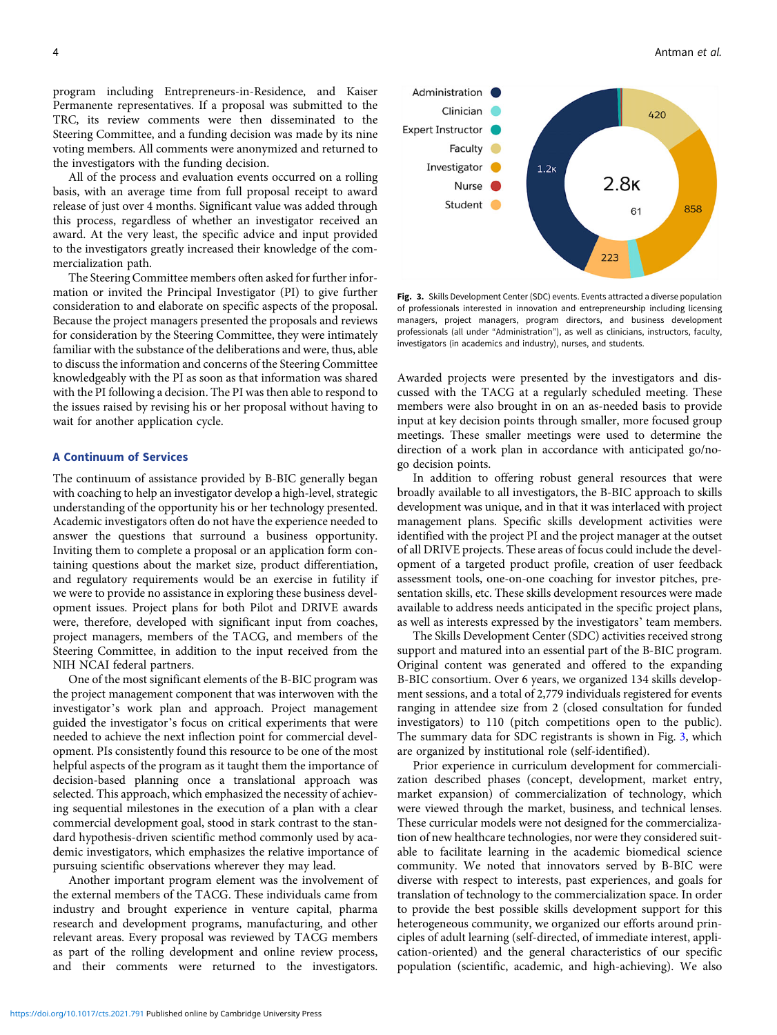program including Entrepreneurs-in-Residence, and Kaiser Permanente representatives. If a proposal was submitted to the TRC, its review comments were then disseminated to the Steering Committee, and a funding decision was made by its nine voting members. All comments were anonymized and returned to the investigators with the funding decision.

All of the process and evaluation events occurred on a rolling basis, with an average time from full proposal receipt to award release of just over 4 months. Significant value was added through this process, regardless of whether an investigator received an award. At the very least, the specific advice and input provided to the investigators greatly increased their knowledge of the commercialization path.

The Steering Committee members often asked for further information or invited the Principal Investigator (PI) to give further consideration to and elaborate on specific aspects of the proposal. Because the project managers presented the proposals and reviews for consideration by the Steering Committee, they were intimately familiar with the substance of the deliberations and were, thus, able to discuss the information and concerns of the Steering Committee knowledgeably with the PI as soon as that information was shared with the PI following a decision. The PI was then able to respond to the issues raised by revising his or her proposal without having to wait for another application cycle.

## A Continuum of Services

The continuum of assistance provided by B-BIC generally began with coaching to help an investigator develop a high-level, strategic understanding of the opportunity his or her technology presented. Academic investigators often do not have the experience needed to answer the questions that surround a business opportunity. Inviting them to complete a proposal or an application form containing questions about the market size, product differentiation, and regulatory requirements would be an exercise in futility if we were to provide no assistance in exploring these business development issues. Project plans for both Pilot and DRIVE awards were, therefore, developed with significant input from coaches, project managers, members of the TACG, and members of the Steering Committee, in addition to the input received from the NIH NCAI federal partners.

One of the most significant elements of the B-BIC program was the project management component that was interwoven with the investigator's work plan and approach. Project management guided the investigator's focus on critical experiments that were needed to achieve the next inflection point for commercial development. PIs consistently found this resource to be one of the most helpful aspects of the program as it taught them the importance of decision-based planning once a translational approach was selected. This approach, which emphasized the necessity of achieving sequential milestones in the execution of a plan with a clear commercial development goal, stood in stark contrast to the standard hypothesis-driven scientific method commonly used by academic investigators, which emphasizes the relative importance of pursuing scientific observations wherever they may lead.

Another important program element was the involvement of the external members of the TACG. These individuals came from industry and brought experience in venture capital, pharma research and development programs, manufacturing, and other relevant areas. Every proposal was reviewed by TACG members as part of the rolling development and online review process, and their comments were returned to the investigators.

**Fig. 3.** Skills Development Center (SDC) events. Events attracted a diverse population of professionals interested in innovation and entrepreneurship including licensing managers, project managers, program directors, and business development professionals (all under "Administration"), as well as clinicians, instructors, faculty, investigators (in academics and industry), nurses, and students.

Awarded projects were presented by the investigators and discussed with the TACG at a regularly scheduled meeting. These members were also brought in on an as-needed basis to provide input at key decision points through smaller, more focused group meetings. These smaller meetings were used to determine the direction of a work plan in accordance with anticipated go/no-go decision points.

In addition to offering robust general resources that were broadly available to all investigators, the B-BIC approach to skills development was unique, and in that it was interlaced with project management plans. Specific skills development activities were identified with the project PI and the project manager at the outset of all DRIVE projects. These areas of focus could include the development of a targeted product profile, creation of user feedback assessment tools, one-on-one coaching for investor pitches, presentation skills, etc. These skills development resources were made available to address needs anticipated in the specific project plans, as well as interests expressed by the investigators' team members.

The Skills Development Center (SDC) activities received strong support and matured into an essential part of the B-BIC program. Original content was generated and offered to the expanding B-BIC consortium. Over 6 years, we organized 134 skills development sessions, and a total of 2,779 individuals registered for events ranging in attendee size from 2 (closed consultation for funded investigators) to 110 (pitch competitions open to the public). The summary data for SDC registrants is shown in Fig. 3, which are organized by institutional role (self-identified).

Prior experience in curriculum development for commercialization described phases (concept, development, market entry, market expansion) of commercialization of technology, which were viewed through the market, business, and technical lenses. These curricular models were not designed for the commercialization of new healthcare technologies, nor were they considered suitable to facilitate learning in the academic biomedical science community. We noted that innovators served by B-BIC were diverse with respect to interests, past experiences, and goals for translation of technology to the commercialization space. In order to provide the best possible skills development support for this heterogeneous community, we organized our efforts around principles of adult learning (self-directed, of immediate interest, application-oriented) and the general characteristics of our specific population (scientific, academic, and high-achieving). We also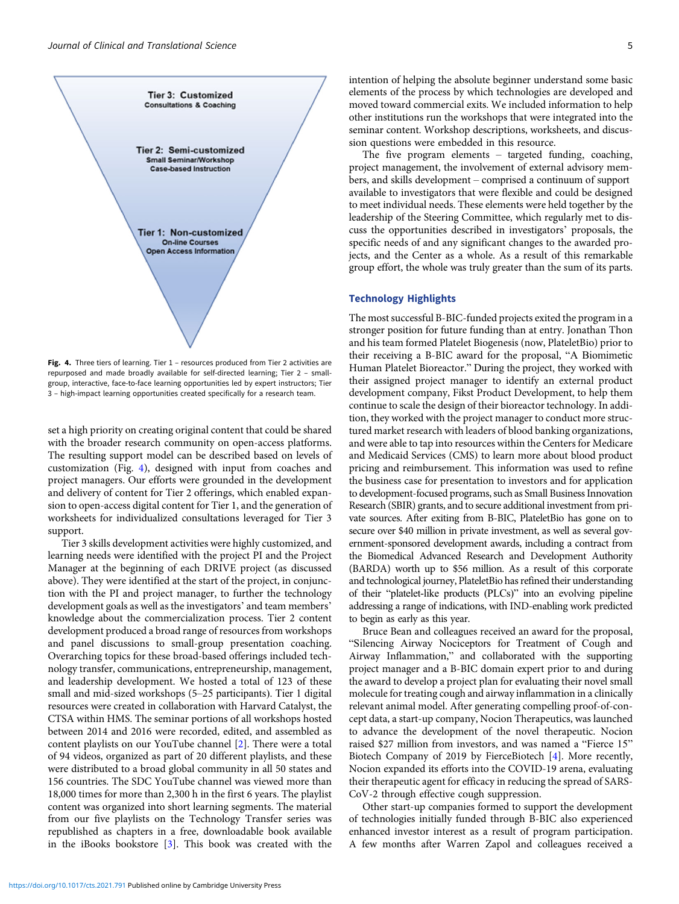Tier 3: Customized
Consultations & Coaching

Tier 2: Semi-customized
Small Seminar/Workshop
Case-based Instruction

Tier 1: Non-customized
On-line Courses
Open Access Information

**Fig. 4.** Three tiers of learning. Tier 1 – resources produced from Tier 2 activities are repurposed and made broadly available for self-directed learning; Tier 2 – small-group, interactive, face-to-face learning opportunities led by expert instructors; Tier 3 – high-impact learning opportunities created specifically for a research team.

set a high priority on creating original content that could be shared with the broader research community on open-access platforms. The resulting support model can be described based on levels of customization (Fig. 4), designed with input from coaches and project managers. Our efforts were grounded in the development and delivery of content for Tier 2 offerings, which enabled expansion to open-access digital content for Tier 1, and the generation of worksheets for individualized consultations leveraged for Tier 3 support.

Tier 3 skills development activities were highly customized, and learning needs were identified with the project PI and the Project Manager at the beginning of each DRIVE project (as discussed above). They were identified at the start of the project, in conjunction with the PI and project manager, to further the technology development goals as well as the investigators' and team members' knowledge about the commercialization process. Tier 2 content development produced a broad range of resources from workshops and panel discussions to small-group presentation coaching. Overarching topics for these broad-based offerings included technology transfer, communications, entrepreneurship, management, and leadership development. We hosted a total of 123 of these small and mid-sized workshops (5–25 participants). Tier 1 digital resources were created in collaboration with Harvard Catalyst, the CTSA within HMS. The seminar portions of all workshops hosted between 2014 and 2016 were recorded, edited, and assembled as content playlists on our YouTube channel [2]. There were a total of 94 videos, organized as part of 20 different playlists, and these were distributed to a broad global community in all 50 states and 156 countries. The SDC YouTube channel was viewed more than 18,000 times for more than 2,300 h in the first 6 years. The playlist content was organized into short learning segments. The material from our five playlists on the Technology Transfer series was republished as chapters in a free, downloadable book available in the iBooks bookstore [3]. This book was created with the intention of helping the absolute beginner understand some basic elements of the process by which technologies are developed and moved toward commercial exits. We included information to help other institutions run the workshops that were integrated into the seminar content. Workshop descriptions, worksheets, and discussion questions were embedded in this resource.

The five program elements – targeted funding, coaching, project management, the involvement of external advisory members, and skills development – comprised a continuum of support available to investigators that were flexible and could be designed to meet individual needs. These elements were held together by the leadership of the Steering Committee, which regularly met to discuss the opportunities described in investigators' proposals, the specific needs of and any significant changes to the awarded projects, and the Center as a whole. As a result of this remarkable group effort, the whole was truly greater than the sum of its parts.

## Technology Highlights

The most successful B-BIC-funded projects exited the program in a stronger position for future funding than at entry. Jonathan Thon and his team formed Platelet Biogenesis (now, PlateletBio) prior to their receiving a B-BIC award for the proposal, "A Biomimetic Human Platelet Bioreactor." During the project, they worked with their assigned project manager to identify an external product development company, Fikst Product Development, to help them continue to scale the design of their bioreactor technology. In addition, they worked with the project manager to conduct more structured market research with leaders of blood banking organizations, and were able to tap into resources within the Centers for Medicare and Medicaid Services (CMS) to learn more about blood product pricing and reimbursement. This information was used to refine the business case for presentation to investors and for application to development-focused programs, such as Small Business Innovation Research (SBIR) grants, and to secure additional investment from private sources. After exiting from B-BIC, PlateletBio has gone on to secure over $40 million in private investment, as well as several government-sponsored development awards, including a contract from the Biomedical Advanced Research and Development Authority (BARDA) worth up to $56 million. As a result of this corporate and technological journey, PlateletBio has refined their understanding of their "platelet-like products (PLCs)" into an evolving pipeline addressing a range of indications, with IND-enabling work predicted to begin as early as this year.

Bruce Bean and colleagues received an award for the proposal, "Silencing Airway Nociceptors for Treatment of Cough and Airway Inflammation," and collaborated with the supporting project manager and a B-BIC domain expert prior to and during the award to develop a project plan for evaluating their novel small molecule for treating cough and airway inflammation in a clinically relevant animal model. After generating compelling proof-of-concept data, a start-up company, Nocion Therapeutics, was launched to advance the development of the novel therapeutic. Nocion raised $27 million from investors, and was named a "Fierce 15" Biotech Company of 2019 by FierceBiotech [4]. More recently, Nocion expanded its efforts into the COVID-19 arena, evaluating their therapeutic agent for efficacy in reducing the spread of SARS-CoV-2 through effective cough suppression.

Other start-up companies formed to support the development of technologies initially funded through B-BIC also experienced enhanced investor interest as a result of program participation. A few months after Warren Zapol and colleagues received a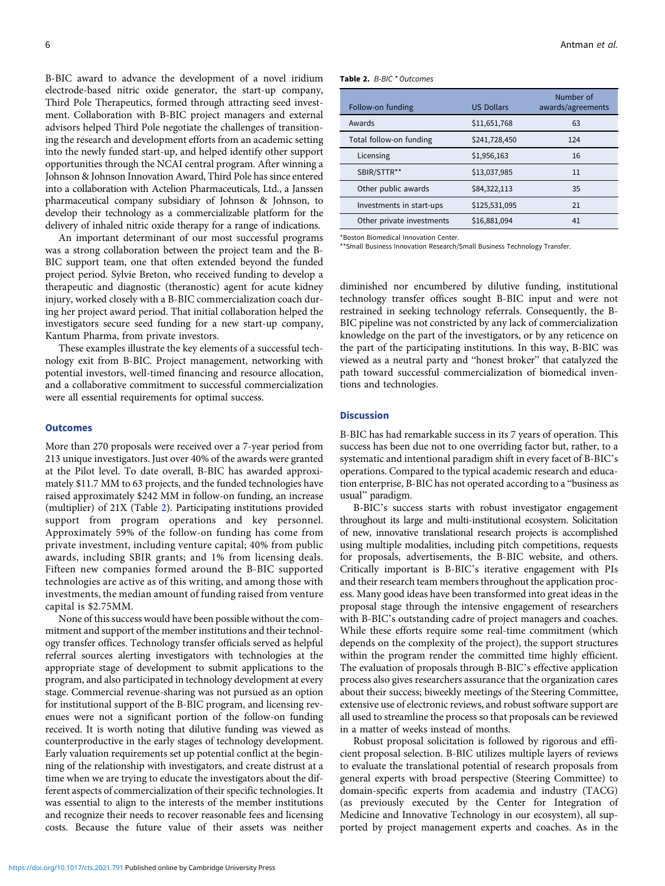B-BIC award to advance the development of a novel iridium electrode-based nitric oxide generator, the start-up company, Third Pole Therapeutics, formed through attracting seed investment. Collaboration with B-BIC project managers and external advisors helped Third Pole negotiate the challenges of transitioning the research and development efforts from an academic setting into the newly funded start-up, and helped identify other support opportunities through the NCAI central program. After winning a Johnson & Johnson Innovation Award, Third Pole has since entered into a collaboration with Actelion Pharmaceuticals, Ltd., a Janssen pharmaceutical company subsidiary of Johnson & Johnson, to develop their technology as a commercializable platform for the delivery of inhaled nitric oxide therapy for a range of indications.

An important determinant of our most successful programs was a strong collaboration between the project team and the B-BIC support team, one that often extended beyond the funded project period. Sylvie Breton, who received funding to develop a therapeutic and diagnostic (theranostic) agent for acute kidney injury, worked closely with a B-BIC commercialization coach during her project award period. That initial collaboration helped the investigators secure seed funding for a new start-up company, Kantum Pharma, from private investors.

These examples illustrate the key elements of a successful technology exit from B-BIC. Project management, networking with potential investors, well-timed financing and resource allocation, and a collaborative commitment to successful commercialization were all essential requirements for optimal success.

## Outcomes

More than 270 proposals were received over a 7-year period from 213 unique investigators. Just over 40% of the awards were granted at the Pilot level. To date overall, B-BIC has awarded approximately $11.7 MM to 63 projects, and the funded technologies have raised approximately $242 MM in follow-on funding, an increase (multiplier) of 21X (Table 2). Participating institutions provided support from program operations and key personnel. Approximately 59% of the follow-on funding has come from private investment, including venture capital; 40% from public awards, including SBIR grants; and 1% from licensing deals. Fifteen new companies formed around the B-BIC supported technologies are active as of this writing, and among those with investments, the median amount of funding raised from venture capital is $2.75MM.

None of this success would have been possible without the commitment and support of the member institutions and their technology transfer offices. Technology transfer officials served as helpful referral sources alerting investigators with technologies at the appropriate stage of development to submit applications to the program, and also participated in technology development at every stage. Commercial revenue-sharing was not pursued as an option for institutional support of the B-BIC program, and licensing revenues were not a significant portion of the follow-on funding received. It is worth noting that dilutive funding was viewed as counterproductive in the early stages of technology development. Early valuation requirements set up potential conflict at the beginning of the relationship with investigators, and create distrust at a time when we are trying to educate the investigators about the different aspects of commercialization of their specific technologies. It was essential to align to the interests of the member institutions and recognize their needs to recover reasonable fees and licensing costs. Because the future value of their assets was neither diminished nor encumbered by dilutive funding, institutional technology transfer offices sought B-BIC input and were not restrained in seeking technology referrals. Consequently, the B-BIC pipeline was not constricted by any lack of commercialization knowledge on the part of the investigators, or by any reticence on the part of the participating institutions. In this way, B-BIC was viewed as a neutral party and "honest broker" that catalyzed the path toward successful commercialization of biomedical inventions and technologies.

**Table 2.** *B-BIC * Outcomes*

| Follow-on funding | US Dollars | Number of awards/agreements |
|---|---|---|
| Awards | $11,651,768 | 63 |
| Total follow-on funding | $241,728,450 | 124 |
| Licensing | $1,956,163 | 16 |
| SBIR/STTR** | $13,037,985 | 11 |
| Other public awards | $84,322,113 | 35 |
| Investments in start-ups | $125,531,095 | 21 |
| Other private investments | $16,881,094 | 41 |

*Boston Biomedical Innovation Center.
**Small Business Innovation Research/Small Business Technology Transfer.

## Discussion

B-BIC has had remarkable success in its 7 years of operation. This success has been due not to one overriding factor but, rather, to a systematic and intentional paradigm shift in every facet of B-BIC's operations. Compared to the typical academic research and education enterprise, B-BIC has not operated according to a "business as usual" paradigm.

B-BIC's success starts with robust investigator engagement throughout its large and multi-institutional ecosystem. Solicitation of new, innovative translational research projects is accomplished using multiple modalities, including pitch competitions, requests for proposals, advertisements, the B-BIC website, and others. Critically important is B-BIC's iterative engagement with PIs and their research team members throughout the application process. Many good ideas have been transformed into great ideas in the proposal stage through the intensive engagement of researchers with B-BIC's outstanding cadre of project managers and coaches. While these efforts require some real-time commitment (which depends on the complexity of the project), the support structures within the program render the committed time highly efficient. The evaluation of proposals through B-BIC's effective application process also gives researchers assurance that the organization cares about their success; biweekly meetings of the Steering Committee, extensive use of electronic reviews, and robust software support are all used to streamline the process so that proposals can be reviewed in a matter of weeks instead of months.

Robust proposal solicitation is followed by rigorous and efficient proposal selection. B-BIC utilizes multiple layers of reviews to evaluate the translational potential of research proposals from general experts with broad perspective (Steering Committee) to domain-specific experts from academia and industry (TACG) (as previously executed by the Center for Integration of Medicine and Innovative Technology in our ecosystem), all supported by project management experts and coaches. As in the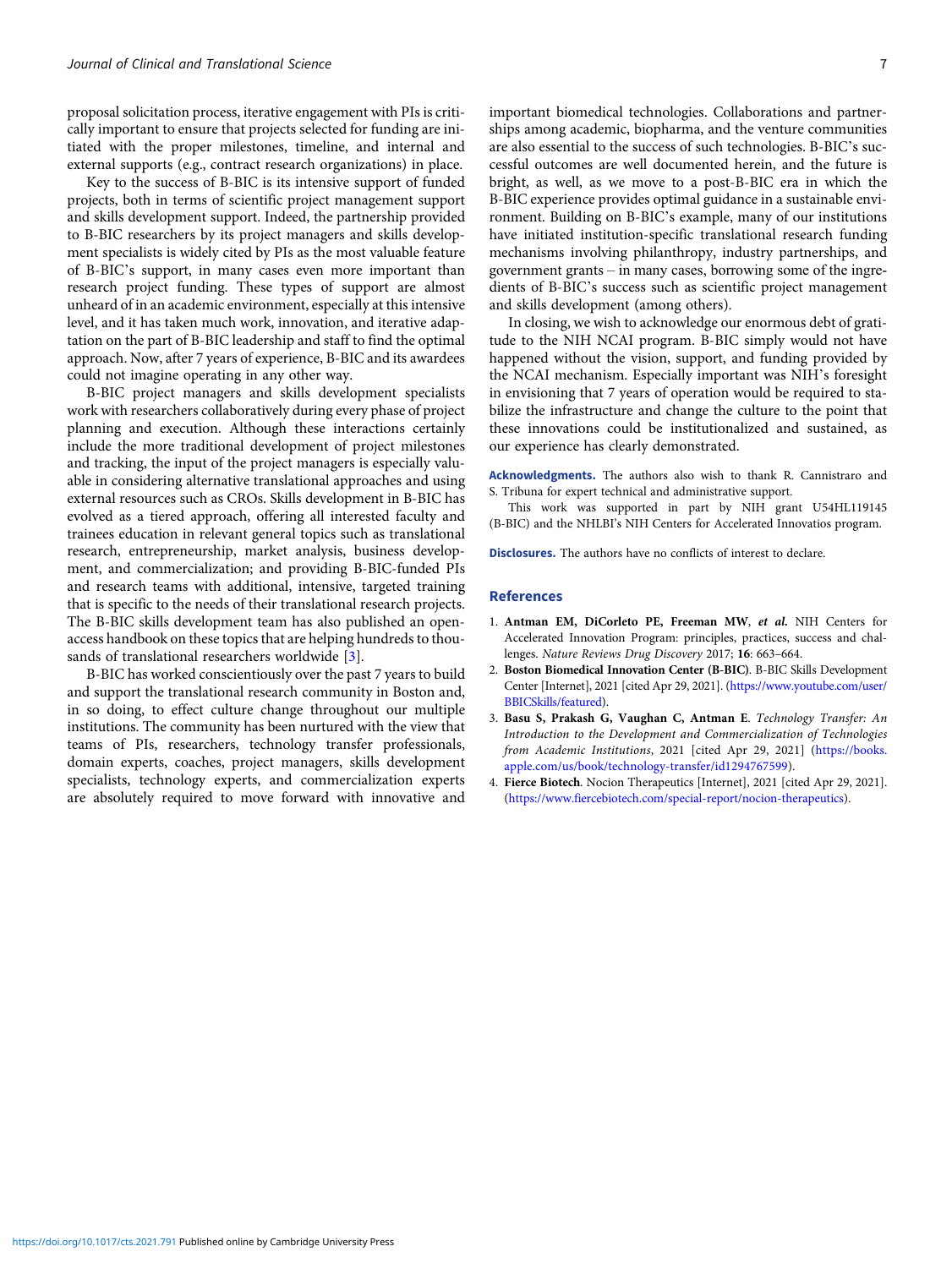proposal solicitation process, iterative engagement with PIs is critically important to ensure that projects selected for funding are initiated with the proper milestones, timeline, and internal and external supports (e.g., contract research organizations) in place.

Key to the success of B-BIC is its intensive support of funded projects, both in terms of scientific project management support and skills development support. Indeed, the partnership provided to B-BIC researchers by its project managers and skills development specialists is widely cited by PIs as the most valuable feature of B-BIC's support, in many cases even more important than research project funding. These types of support are almost unheard of in an academic environment, especially at this intensive level, and it has taken much work, innovation, and iterative adaptation on the part of B-BIC leadership and staff to find the optimal approach. Now, after 7 years of experience, B-BIC and its awardees could not imagine operating in any other way.

B-BIC project managers and skills development specialists work with researchers collaboratively during every phase of project planning and execution. Although these interactions certainly include the more traditional development of project milestones and tracking, the input of the project managers is especially valuable in considering alternative translational approaches and using external resources such as CROs. Skills development in B-BIC has evolved as a tiered approach, offering all interested faculty and trainees education in relevant general topics such as translational research, entrepreneurship, market analysis, business development, and commercialization; and providing B-BIC-funded PIs and research teams with additional, intensive, targeted training that is specific to the needs of their translational research projects. The B-BIC skills development team has also published an open-access handbook on these topics that are helping hundreds to thousands of translational researchers worldwide [3].

B-BIC has worked conscientiously over the past 7 years to build and support the translational research community in Boston and, in so doing, to effect culture change throughout our multiple institutions. The community has been nurtured with the view that teams of PIs, researchers, technology transfer professionals, domain experts, coaches, project managers, skills development specialists, technology experts, and commercialization experts are absolutely required to move forward with innovative and important biomedical technologies. Collaborations and partnerships among academic, biopharma, and the venture communities are also essential to the success of such technologies. B-BIC's successful outcomes are well documented herein, and the future is bright, as well, as we move to a post-B-BIC era in which the B-BIC experience provides optimal guidance in a sustainable environment. Building on B-BIC's example, many of our institutions have initiated institution-specific translational research funding mechanisms involving philanthropy, industry partnerships, and government grants – in many cases, borrowing some of the ingredients of B-BIC's success such as scientific project management and skills development (among others).

In closing, we wish to acknowledge our enormous debt of gratitude to the NIH NCAI program. B-BIC simply would not have happened without the vision, support, and funding provided by the NCAI mechanism. Especially important was NIH's foresight in envisioning that 7 years of operation would be required to stabilize the infrastructure and change the culture to the point that these innovations could be institutionalized and sustained, as our experience has clearly demonstrated.

**Acknowledgments.** The authors also wish to thank R. Cannistraro and S. Tribuna for expert technical and administrative support.

This work was supported in part by NIH grant U54HL119145 (B-BIC) and the NHLBI's NIH Centers for Accelerated Innovatios program.

**Disclosures.** The authors have no conflicts of interest to declare.

## References

1. **Antman EM, DiCorleto PE, Freeman MW**, ***et al.*** NIH Centers for Accelerated Innovation Program: principles, practices, success and challenges. *Nature Reviews Drug Discovery* 2017; **16**: 663–664.
2. **Boston Biomedical Innovation Center (B-BIC)**. B-BIC Skills Development Center [Internet], 2021 [cited Apr 29, 2021]. (https://www.youtube.com/user/BBICSkills/featured).
3. **Basu S, Prakash G, Vaughan C, Antman E**. *Technology Transfer: An Introduction to the Development and Commercialization of Technologies from Academic Institutions*, 2021 [cited Apr 29, 2021] (https://books.apple.com/us/book/technology-transfer/id1294767599).
4. **Fierce Biotech**. Nocion Therapeutics [Internet], 2021 [cited Apr 29, 2021]. (https://www.fiercebiotech.com/special-report/nocion-therapeutics).